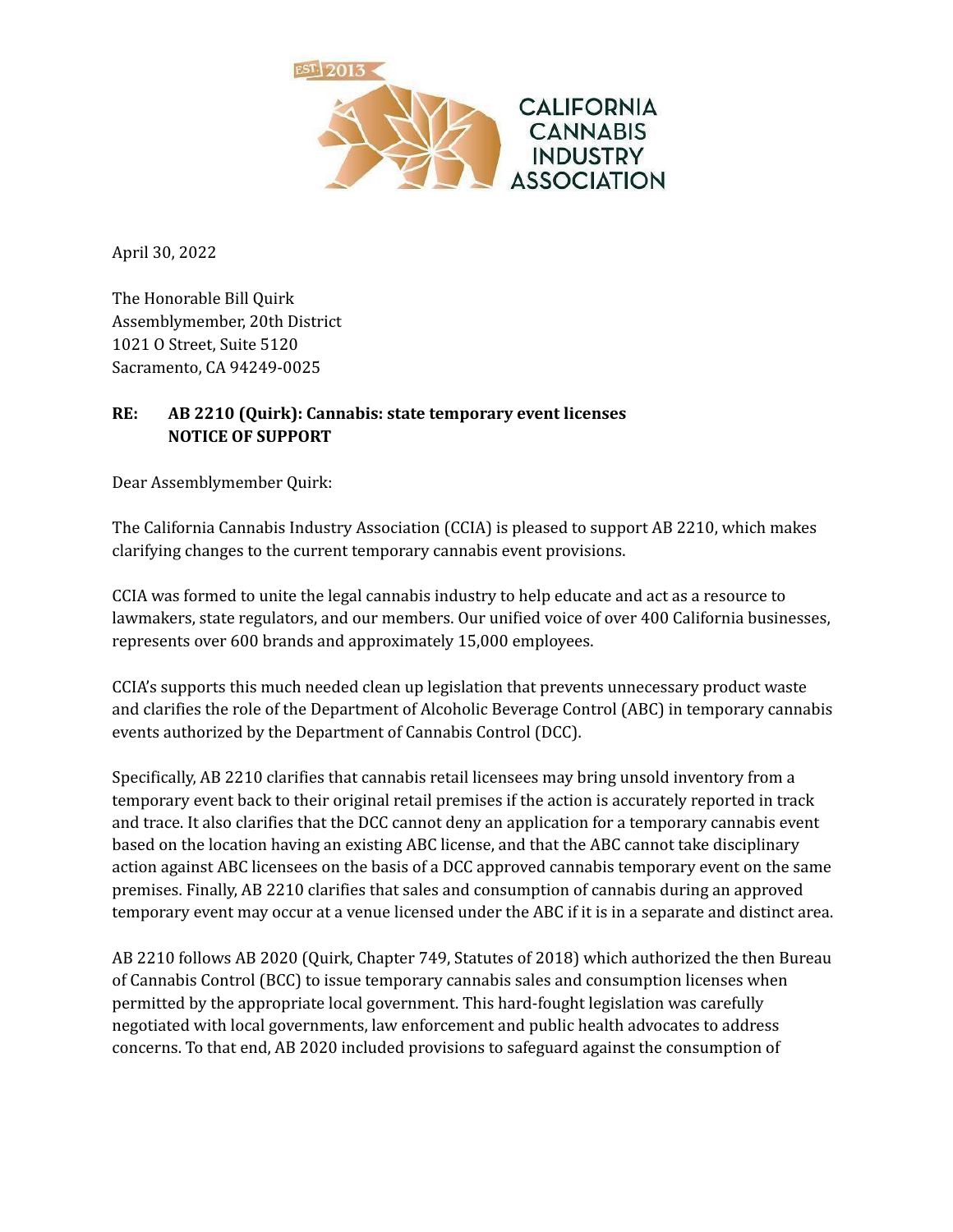EST. 2013 CALIFORNIA CANNABIS INDUSTRY ASSOCIATION

April 30, 2022

The Honorable Bill Quirk
Assemblymember, 20th District
1021 O Street, Suite 5120
Sacramento, CA 94249-0025

**RE: AB 2210 (Quirk): Cannabis: state temporary event licenses**
**NOTICE OF SUPPORT**

Dear Assemblymember Quirk:

The California Cannabis Industry Association (CCIA) is pleased to support AB 2210, which makes clarifying changes to the current temporary cannabis event provisions.

CCIA was formed to unite the legal cannabis industry to help educate and act as a resource to lawmakers, state regulators, and our members. Our unified voice of over 400 California businesses, represents over 600 brands and approximately 15,000 employees.

CCIA's supports this much needed clean up legislation that prevents unnecessary product waste and clarifies the role of the Department of Alcoholic Beverage Control (ABC) in temporary cannabis events authorized by the Department of Cannabis Control (DCC).

Specifically, AB 2210 clarifies that cannabis retail licensees may bring unsold inventory from a temporary event back to their original retail premises if the action is accurately reported in track and trace. It also clarifies that the DCC cannot deny an application for a temporary cannabis event based on the location having an existing ABC license, and that the ABC cannot take disciplinary action against ABC licensees on the basis of a DCC approved cannabis temporary event on the same premises. Finally, AB 2210 clarifies that sales and consumption of cannabis during an approved temporary event may occur at a venue licensed under the ABC if it is in a separate and distinct area.

AB 2210 follows AB 2020 (Quirk, Chapter 749, Statutes of 2018) which authorized the then Bureau of Cannabis Control (BCC) to issue temporary cannabis sales and consumption licenses when permitted by the appropriate local government. This hard-fought legislation was carefully negotiated with local governments, law enforcement and public health advocates to address concerns. To that end, AB 2020 included provisions to safeguard against the consumption of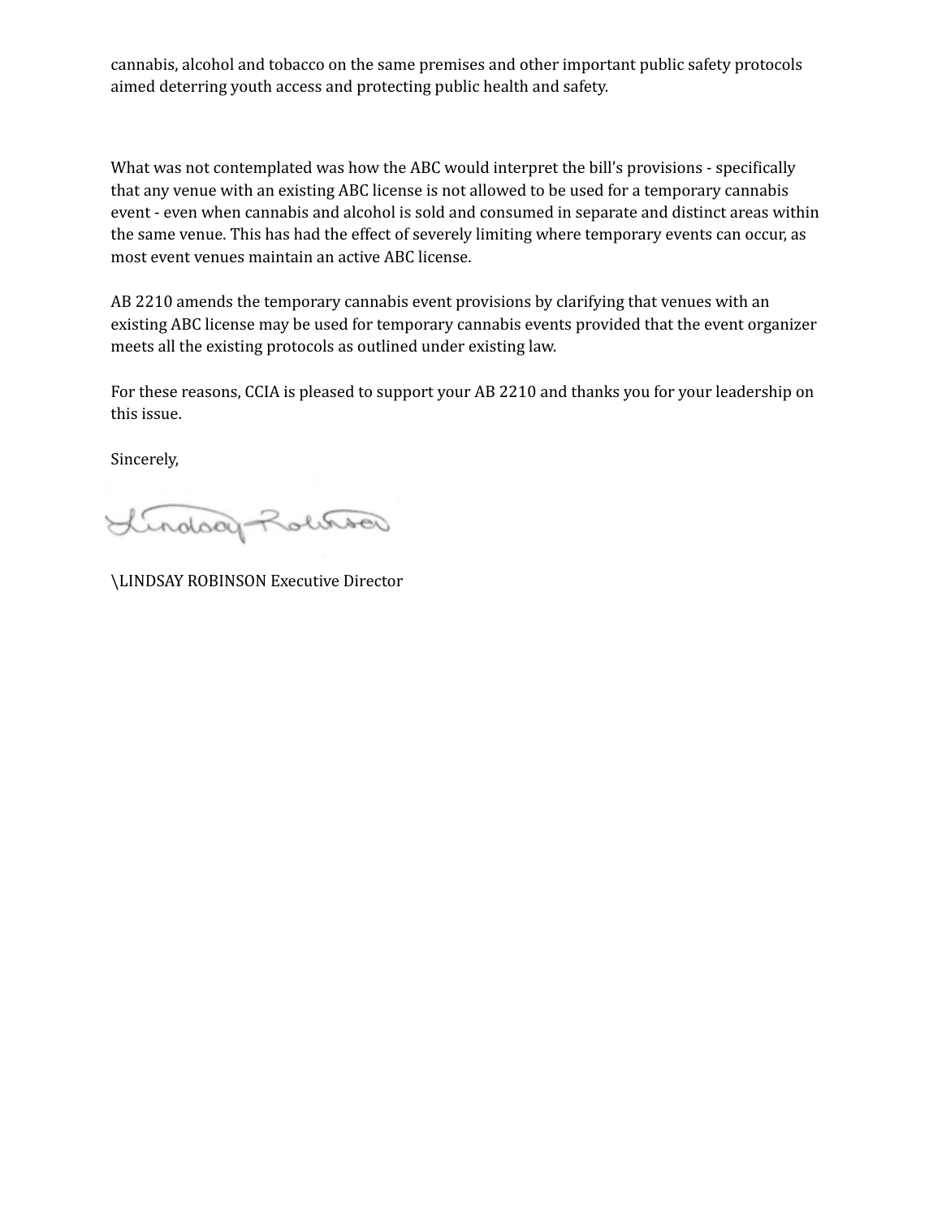cannabis, alcohol and tobacco on the same premises and other important public safety protocols aimed deterring youth access and protecting public health and safety.

What was not contemplated was how the ABC would interpret the bill's provisions - specifically that any venue with an existing ABC license is not allowed to be used for a temporary cannabis event - even when cannabis and alcohol is sold and consumed in separate and distinct areas within the same venue. This has had the effect of severely limiting where temporary events can occur, as most event venues maintain an active ABC license.

AB 2210 amends the temporary cannabis event provisions by clarifying that venues with an existing ABC license may be used for temporary cannabis events provided that the event organizer meets all the existing protocols as outlined under existing law.

For these reasons, CCIA is pleased to support your AB 2210 and thanks you for your leadership on this issue.

Sincerely,

\LINDSAY ROBINSON Executive Director